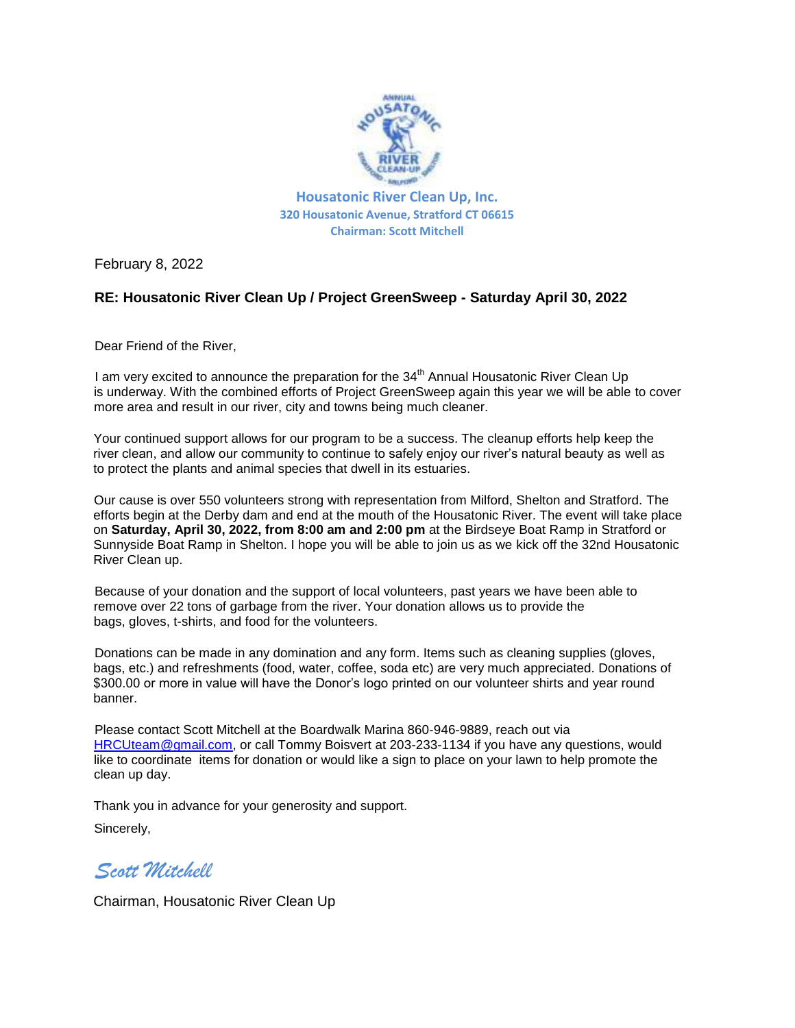**Housatonic River Clean Up, Inc.**
**320 Housatonic Avenue, Stratford CT 06615**
**Chairman: Scott Mitchell**

February 8, 2022

**RE: Housatonic River Clean Up / Project GreenSweep - Saturday April 30, 2022**

Dear Friend of the River,

I am very excited to announce the preparation for the 34th Annual Housatonic River Clean Up is underway. With the combined efforts of Project GreenSweep again this year we will be able to cover more area and result in our river, city and towns being much cleaner.

Your continued support allows for our program to be a success. The cleanup efforts help keep the river clean, and allow our community to continue to safely enjoy our river's natural beauty as well as to protect the plants and animal species that dwell in its estuaries.

Our cause is over 550 volunteers strong with representation from Milford, Shelton and Stratford. The efforts begin at the Derby dam and end at the mouth of the Housatonic River. The event will take place on **Saturday, April 30, 2022, from 8:00 am and 2:00 pm** at the Birdseye Boat Ramp in Stratford or Sunnyside Boat Ramp in Shelton. I hope you will be able to join us as we kick off the 32nd Housatonic River Clean up.

Because of your donation and the support of local volunteers, past years we have been able to remove over 22 tons of garbage from the river. Your donation allows us to provide the bags, gloves, t-shirts, and food for the volunteers.

Donations can be made in any domination and any form. Items such as cleaning supplies (gloves, bags, etc.) and refreshments (food, water, coffee, soda etc) are very much appreciated. Donations of $300.00 or more in value will have the Donor's logo printed on our volunteer shirts and year round banner.

Please contact Scott Mitchell at the Boardwalk Marina 860-946-9889, reach out via HRCUteam@gmail.com, or call Tommy Boisvert at 203-233-1134 if you have any questions, would like to coordinate items for donation or would like a sign to place on your lawn to help promote the clean up day.

Thank you in advance for your generosity and support.

Sincerely,

*Scott Mitchell*

Chairman, Housatonic River Clean Up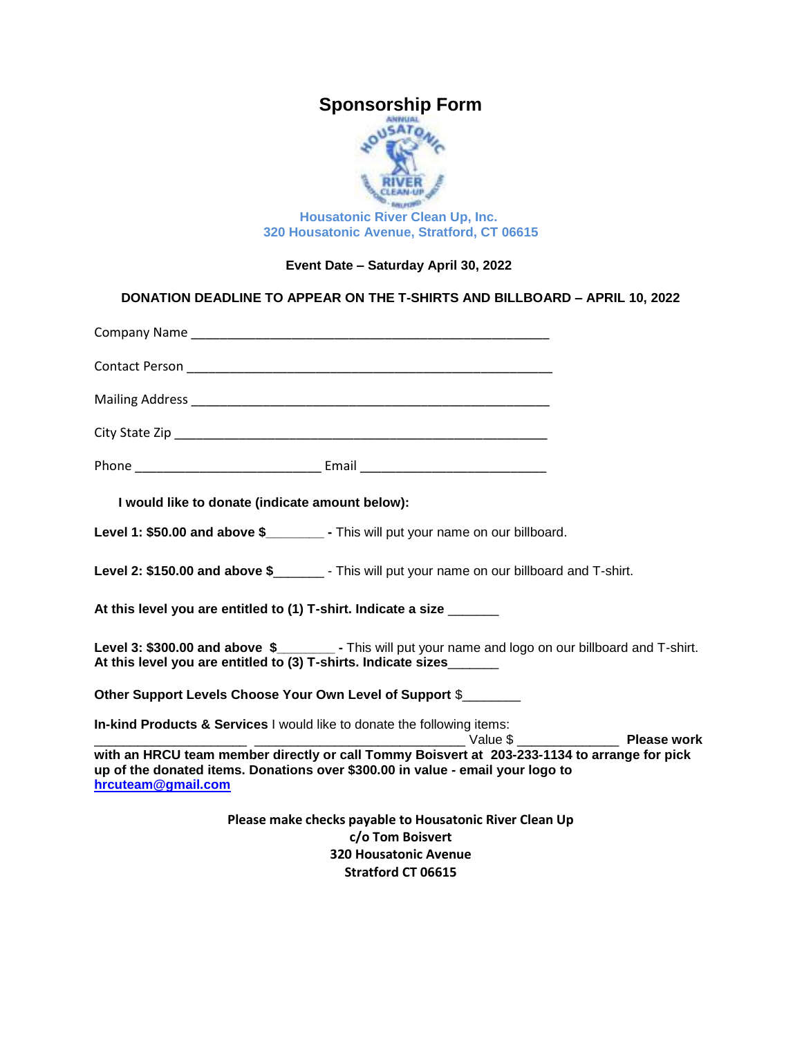# Sponsorship Form

**Housatonic River Clean Up, Inc.**
**320 Housatonic Avenue, Stratford, CT 06615**

**Event Date – Saturday April 30, 2022**

**DONATION DEADLINE TO APPEAR ON THE T-SHIRTS AND BILLBOARD – APRIL 10, 2022**

Company Name ____________________________________________________

Contact Person ____________________________________________________

Mailing Address ____________________________________________________

City State Zip ____________________________________________________

Phone ___________________________ Email ___________________________

**I would like to donate (indicate amount below):**

**Level 1: $50.00 and above $________ -** This will put your name on our billboard.

**Level 2: $150.00 and above $_______** - This will put your name on our billboard and T-shirt.

**At this level you are entitled to (1) T-shirt. Indicate a size _______**

**Level 3: $300.00 and above $________ -** This will put your name and logo on our billboard and T-shirt.
**At this level you are entitled to (3) T-shirts. Indicate sizes_______**

**Other Support Levels Choose Your Own Level of Support** $________

**In-kind Products & Services** I would like to donate the following items:
______________________ ______________________________ Value $ ______________ **Please work with an HRCU team member directly or call Tommy Boisvert at 203-233-1134 to arrange for pick up of the donated items. Donations over $300.00 in value - email your logo to [hrcuteam@gmail.com](mailto:hrcuteam@gmail.com)**

**Please make checks payable to Housatonic River Clean Up**
**c/o Tom Boisvert**
**320 Housatonic Avenue**
**Stratford CT 06615**